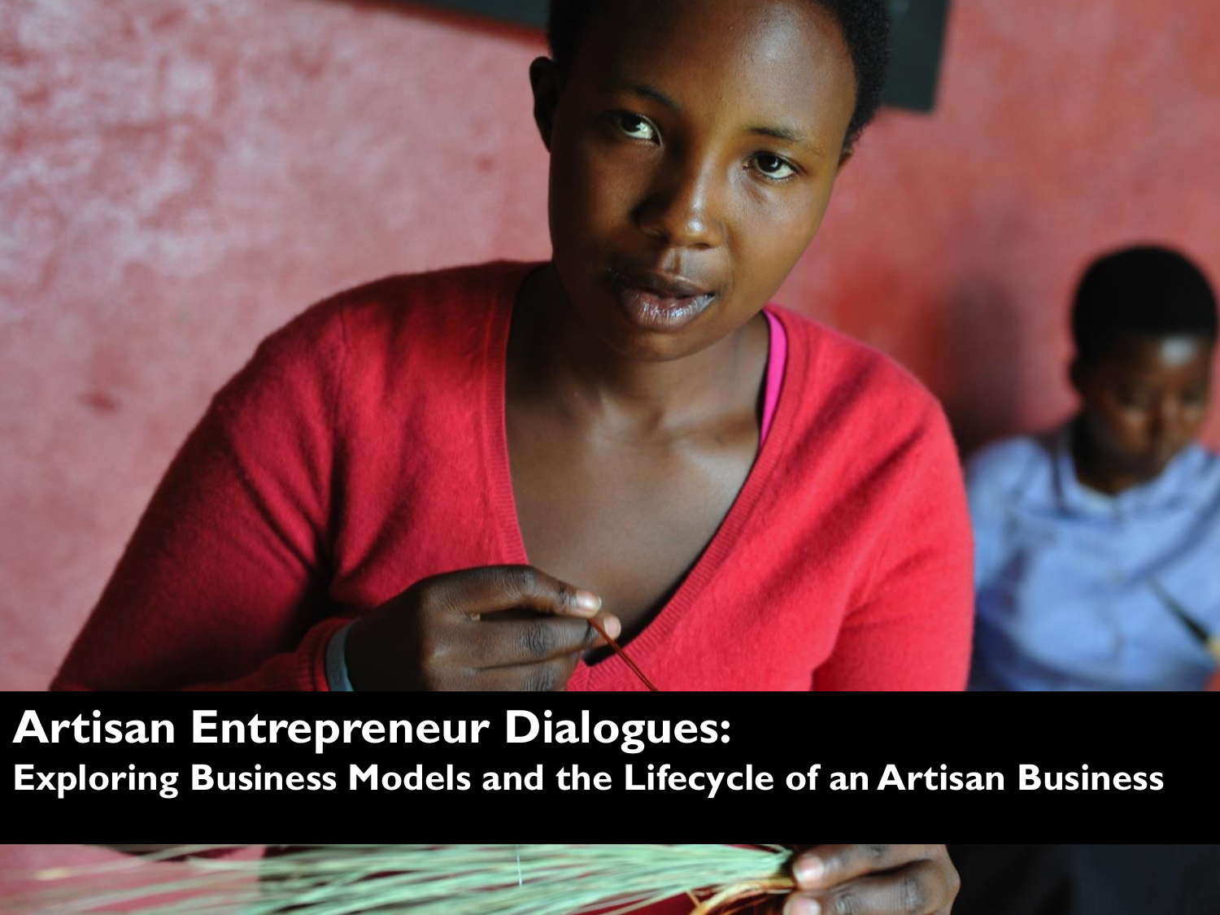# Artisan Entrepreneur Dialogues:

## Exploring Business Models and the Lifecycle of an Artisan Business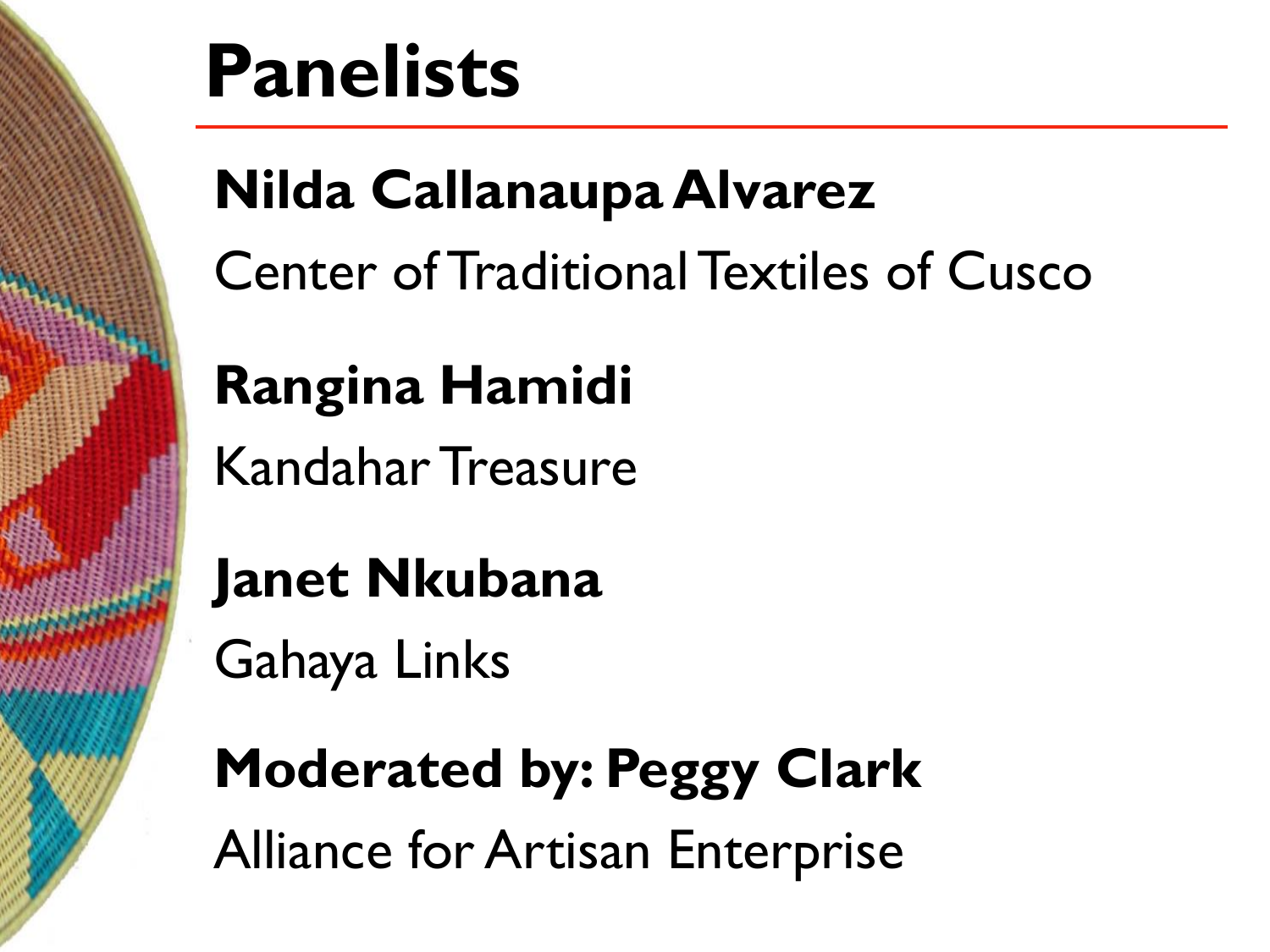# Panelists

**Nilda Callanaupa Alvarez**

Center of Traditional Textiles of Cusco

**Rangina Hamidi**

Kandahar Treasure

**Janet Nkubana**

Gahaya Links

**Moderated by: Peggy Clark**

Alliance for Artisan Enterprise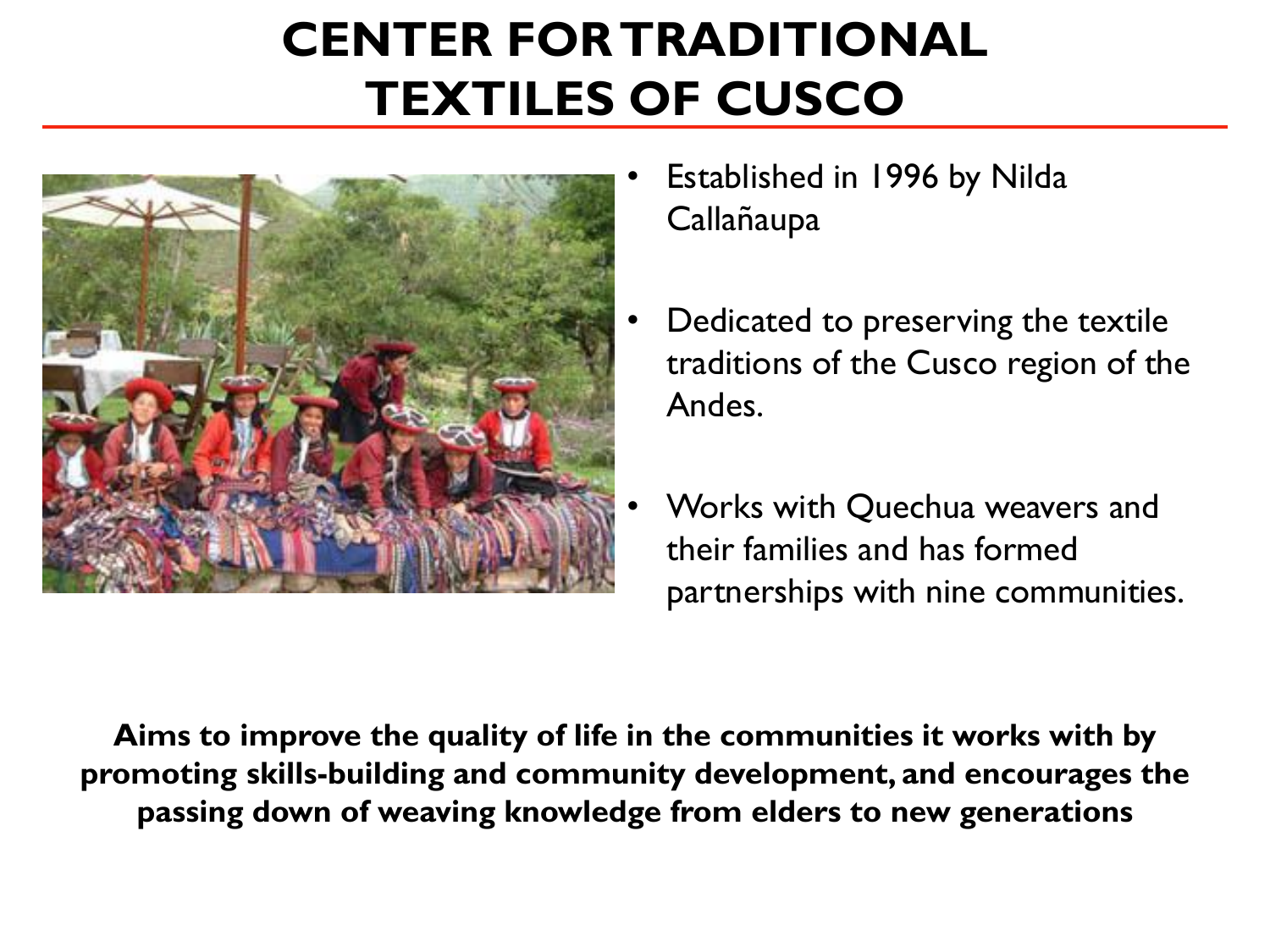# CENTER FOR TRADITIONAL TEXTILES OF CUSCO

- Established in 1996 by Nilda Callañaupa
- Dedicated to preserving the textile traditions of the Cusco region of the Andes.
- Works with Quechua weavers and their families and has formed partnerships with nine communities.

**Aims to improve the quality of life in the communities it works with by promoting skills-building and community development, and encourages the passing down of weaving knowledge from elders to new generations**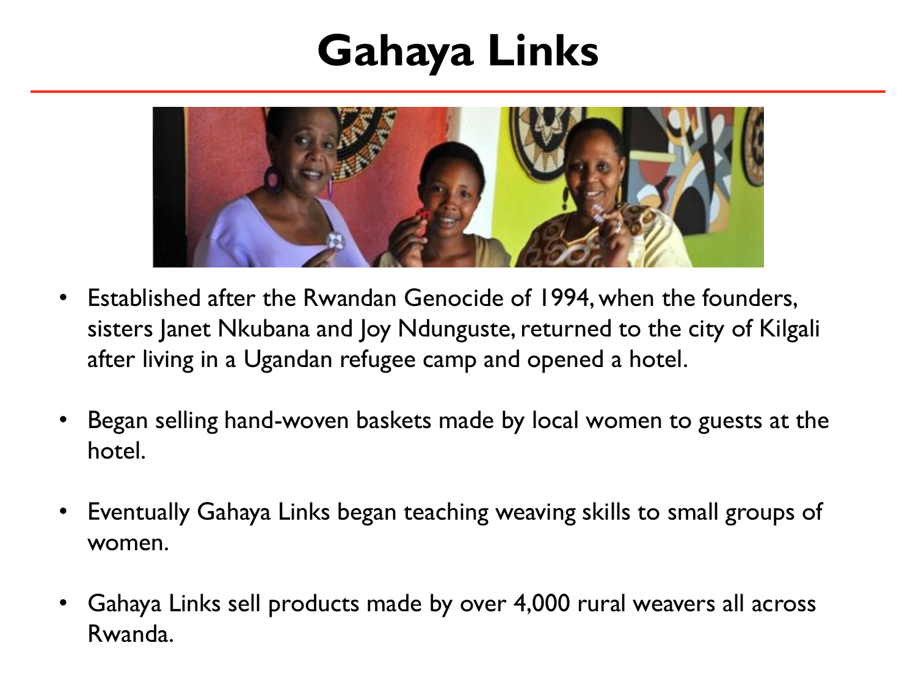# Gahaya Links

- Established after the Rwandan Genocide of 1994, when the founders, sisters Janet Nkubana and Joy Ndunguste, returned to the city of Kilgali after living in a Ugandan refugee camp and opened a hotel.
- Began selling hand-woven baskets made by local women to guests at the hotel.
- Eventually Gahaya Links began teaching weaving skills to small groups of women.
- Gahaya Links sell products made by over 4,000 rural weavers all across Rwanda.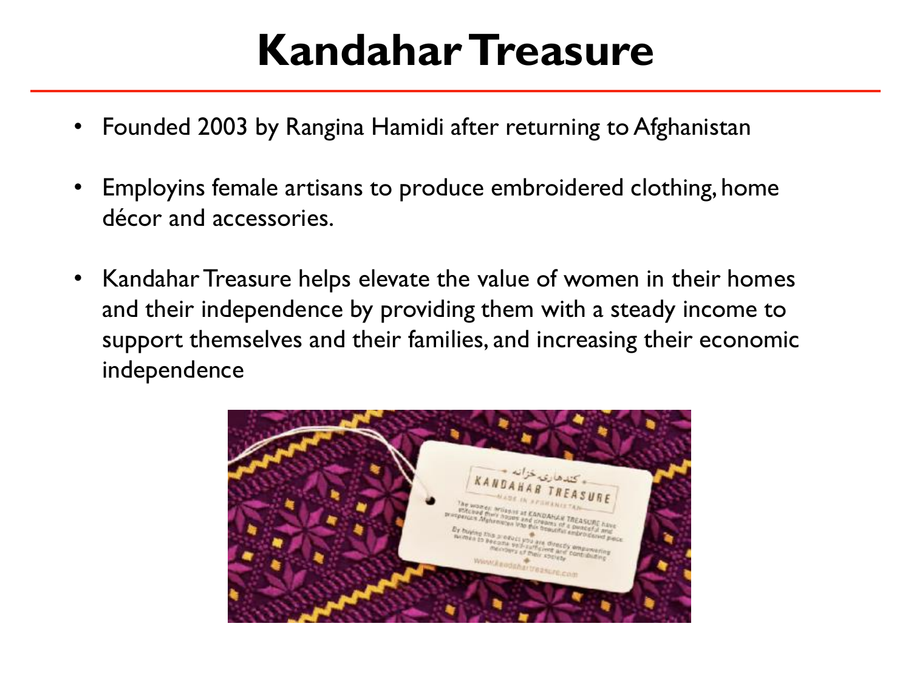# Kandahar Treasure

- Founded 2003 by Rangina Hamidi after returning to Afghanistan
- Employoins female artisans to produce embroidered clothing, home décor and accessories.
- Kandahar Treasure helps elevate the value of women in their homes and their independence by providing them with a steady income to support themselves and their families, and increasing their economic independence